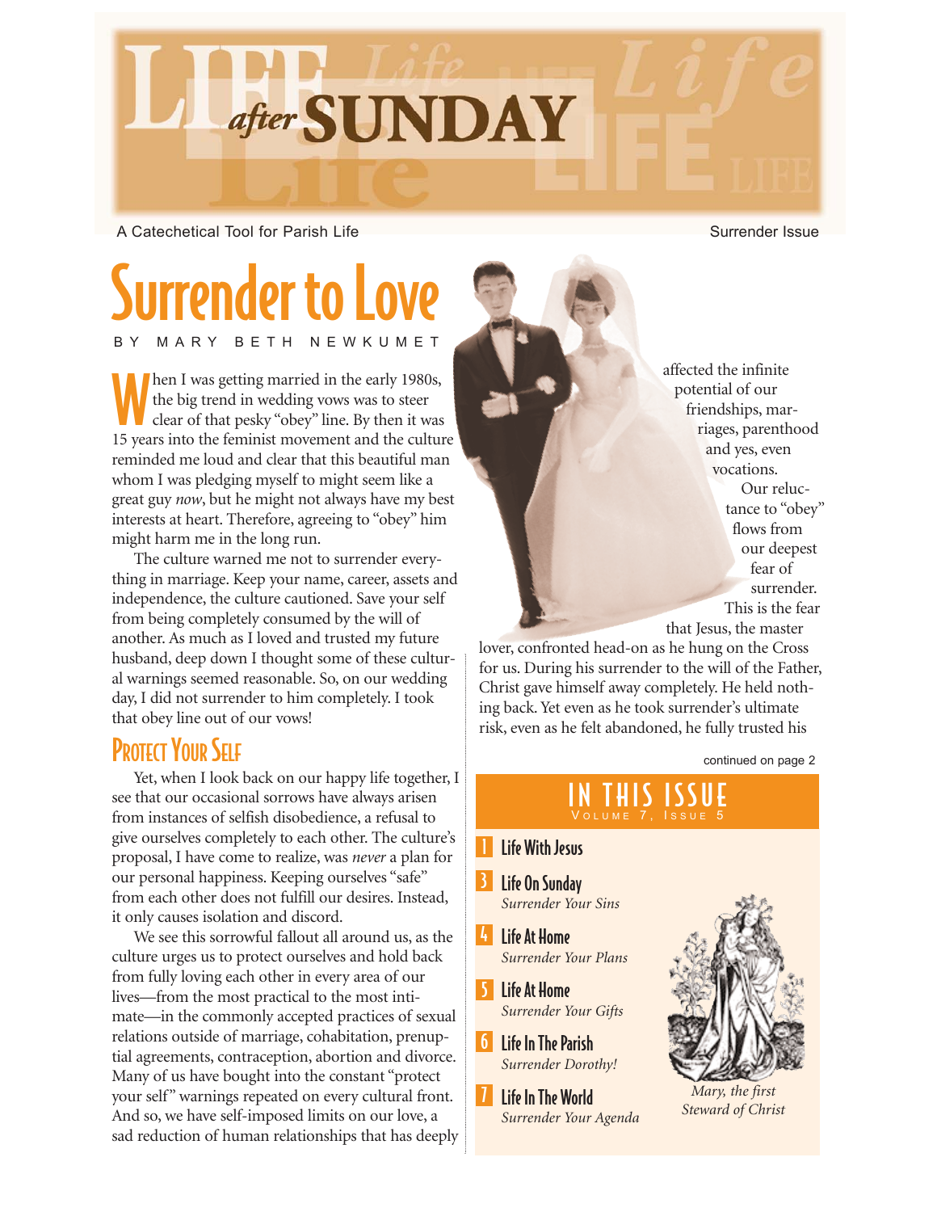# LIFE *after* SUNDAY

A Catechetical Tool for Parish Life

Surrender Issue

# Surrender to Love

BY MARY BETH NEWKUMET

When I was getting married in the early 1980s, the big trend in wedding vows was to steer clear of that pesky "obey" line. By then it was 15 years into the feminist movement and the culture reminded me loud and clear that this beautiful man whom I was pledging myself to might seem like a great guy *now*, but he might not always have my best interests at heart. Therefore, agreeing to "obey" him might harm me in the long run.

The culture warned me not to surrender everything in marriage. Keep your name, career, assets and independence, the culture cautioned. Save your self from being completely consumed by the will of another. As much as I loved and trusted my future husband, deep down I thought some of these cultural warnings seemed reasonable. So, on our wedding day, I did not surrender to him completely. I took that obey line out of our vows!

## Protect Your Self

Yet, when I look back on our happy life together, I see that our occasional sorrows have always arisen from instances of selfish disobedience, a refusal to give ourselves completely to each other. The culture's proposal, I have come to realize, was *never* a plan for our personal happiness. Keeping ourselves "safe" from each other does not fulfill our desires. Instead, it only causes isolation and discord.

We see this sorrowful fallout all around us, as the culture urges us to protect ourselves and hold back from fully loving each other in every area of our lives—from the most practical to the most intimate—in the commonly accepted practices of sexual relations outside of marriage, cohabitation, prenuptial agreements, contraception, abortion and divorce. Many of us have bought into the constant "protect your self" warnings repeated on every cultural front. And so, we have self-imposed limits on our love, a sad reduction of human relationships that has deeply affected the infinite potential of our friendships, marriages, parenthood and yes, even vocations.

Our reluctance to "obey" flows from our deepest fear of surrender. This is the fear that Jesus, the master lover, confronted head-on as he hung on the Cross for us. During his surrender to the will of the Father, Christ gave himself away completely. He held nothing back. Yet even as he took surrender's ultimate risk, even as he felt abandoned, he fully trusted his

continued on page 2

## IN THIS ISSUE
VOLUME 7, ISSUE 5

- **1** Life With Jesus
- **3** Life On Sunday — *Surrender Your Sins*
- **4** Life At Home — *Surrender Your Plans*
- **5** Life At Home — *Surrender Your Gifts*
- **6** Life In The Parish — *Surrender Dorothy!*
- **7** Life In The World — *Surrender Your Agenda*

*Mary, the first Steward of Christ*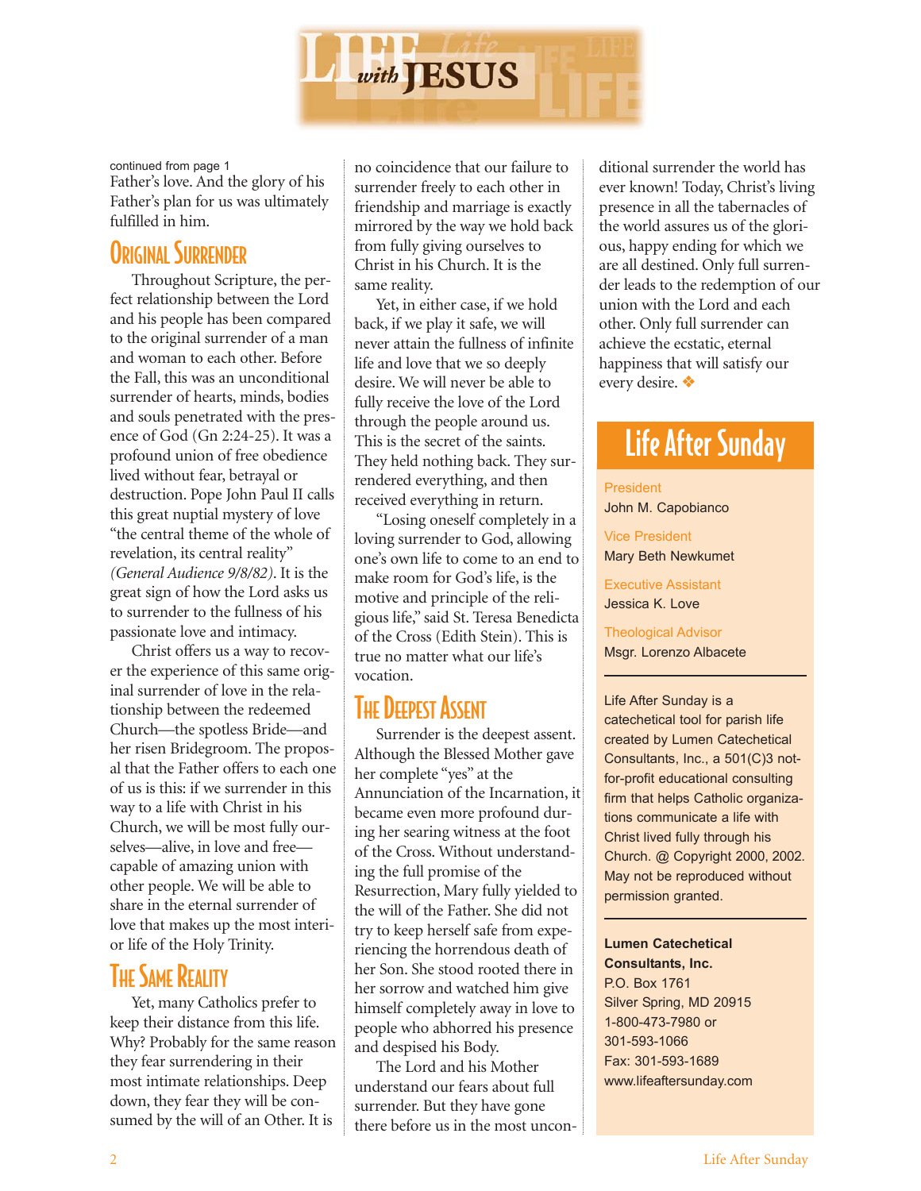# LIFE with JESUS

continued from page 1

Father's love. And the glory of his Father's plan for us was ultimately fulfilled in him.

## Original Surrender

Throughout Scripture, the perfect relationship between the Lord and his people has been compared to the original surrender of a man and woman to each other. Before the Fall, this was an unconditional surrender of hearts, minds, bodies and souls penetrated with the presence of God (Gn 2:24-25). It was a profound union of free obedience lived without fear, betrayal or destruction. Pope John Paul II calls this great nuptial mystery of love "the central theme of the whole of revelation, its central reality" *(General Audience 9/8/82)*. It is the great sign of how the Lord asks us to surrender to the fullness of his passionate love and intimacy.

Christ offers us a way to recover the experience of this same original surrender of love in the relationship between the redeemed Church—the spotless Bride—and her risen Bridegroom. The proposal that the Father offers to each one of us is this: if we surrender in this way to a life with Christ in his Church, we will be most fully ourselves—alive, in love and free—capable of amazing union with other people. We will be able to share in the eternal surrender of love that makes up the most interior life of the Holy Trinity.

## The Same Reality

Yet, many Catholics prefer to keep their distance from this life. Why? Probably for the same reason they fear surrendering in their most intimate relationships. Deep down, they fear they will be consumed by the will of an Other. It is no coincidence that our failure to surrender freely to each other in friendship and marriage is exactly mirrored by the way we hold back from fully giving ourselves to Christ in his Church. It is the same reality.

Yet, in either case, if we hold back, if we play it safe, we will never attain the fullness of infinite life and love that we so deeply desire. We will never be able to fully receive the love of the Lord through the people around us. This is the secret of the saints. They held nothing back. They surrendered everything, and then received everything in return.

"Losing oneself completely in a loving surrender to God, allowing one's own life to come to an end to make room for God's life, is the motive and principle of the religious life," said St. Teresa Benedicta of the Cross (Edith Stein). This is true no matter what our life's vocation.

## The Deepest Assent

Surrender is the deepest assent. Although the Blessed Mother gave her complete "yes" at the Annunciation of the Incarnation, it became even more profound during her searing witness at the foot of the Cross. Without understanding the full promise of the Resurrection, Mary fully yielded to the will of the Father. She did not try to keep herself safe from experiencing the horrendous death of her Son. She stood rooted there in her sorrow and watched him give himself completely away in love to people who abhorred his presence and despised his Body.

The Lord and his Mother understand our fears about full surrender. But they have gone there before us in the most unconditional surrender the world has ever known! Today, Christ's living presence in all the tabernacles of the world assures us of the glorious, happy ending for which we are all destined. Only full surrender leads to the redemption of our union with the Lord and each other. Only full surrender can achieve the ecstatic, eternal happiness that will satisfy our every desire. ❖

## Life After Sunday

President
John M. Capobianco

Vice President
Mary Beth Newkumet

Executive Assistant
Jessica K. Love

Theological Advisor
Msgr. Lorenzo Albacete

Life After Sunday is a catechetical tool for parish life created by Lumen Catechetical Consultants, Inc., a 501(C)3 not-for-profit educational consulting firm that helps Catholic organizations communicate a life with Christ lived fully through his Church. @ Copyright 2000, 2002. May not be reproduced without permission granted.

**Lumen Catechetical Consultants, Inc.**
P.O. Box 1761
Silver Spring, MD 20915
1-800-473-7980 or
301-593-1066
Fax: 301-593-1689
www.lifeaftersunday.com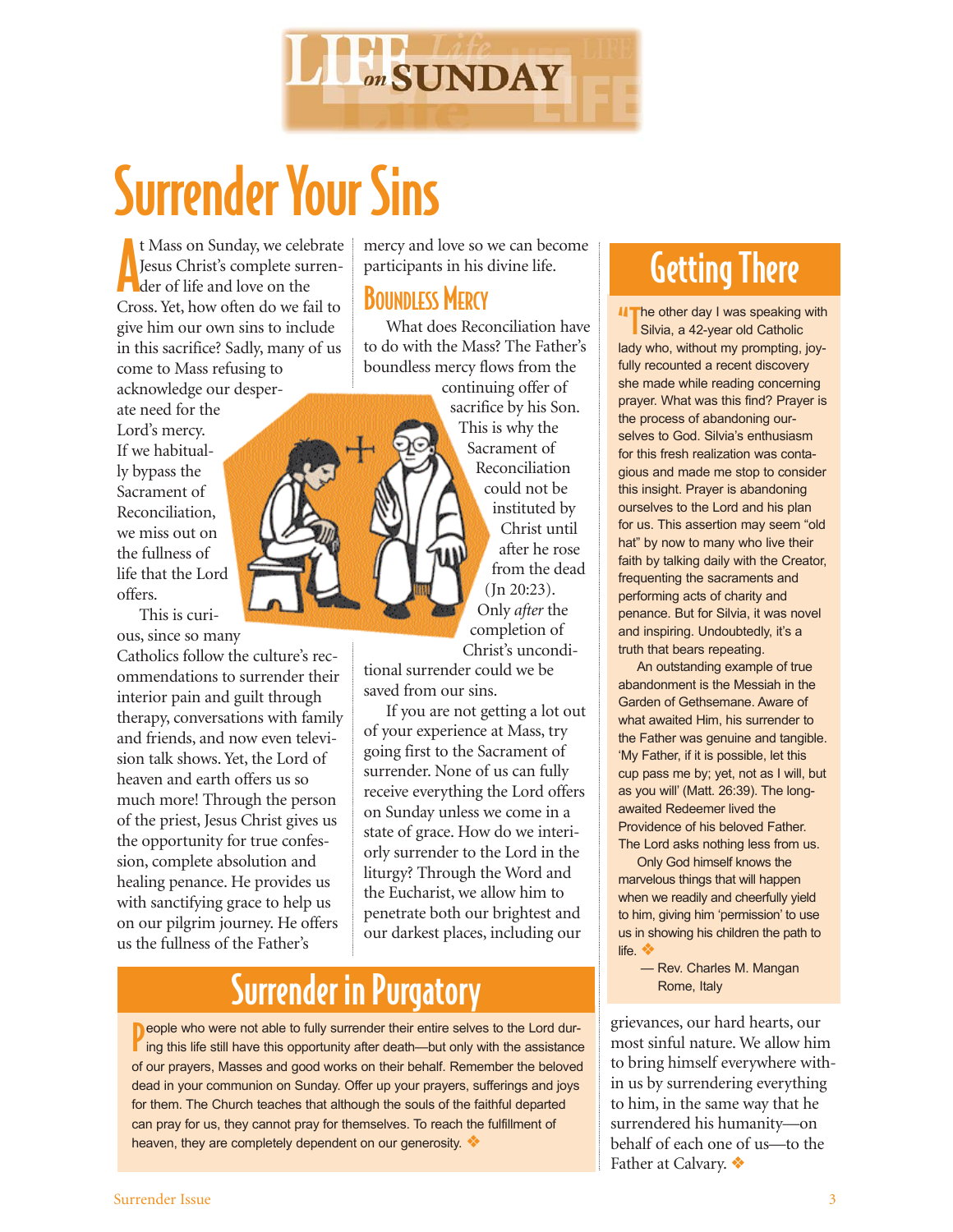# Surrender Your Sins

At Mass on Sunday, we celebrate Jesus Christ's complete surrender of life and love on the Cross. Yet, how often do we fail to give him our own sins to include in this sacrifice? Sadly, many of us come to Mass refusing to acknowledge our desperate need for the Lord's mercy. If we habitually bypass the Sacrament of Reconciliation, we miss out on the fullness of life that the Lord offers.

This is curious, since so many Catholics follow the culture's recommendations to surrender their interior pain and guilt through therapy, conversations with family and friends, and now even television talk shows. Yet, the Lord of heaven and earth offers us so much more! Through the person of the priest, Jesus Christ gives us the opportunity for true confession, complete absolution and healing penance. He provides us with sanctifying grace to help us on our pilgrim journey. He offers us the fullness of the Father's mercy and love so we can become participants in his divine life.

## Boundless Mercy

What does Reconciliation have to do with the Mass? The Father's boundless mercy flows from the continuing offer of sacrifice by his Son. This is why the Sacrament of Reconciliation could not be instituted by Christ until after he rose from the dead (Jn 20:23). Only *after* the completion of Christ's unconditional surrender could we be saved from our sins.

If you are not getting a lot out of your experience at Mass, try going first to the Sacrament of surrender. None of us can fully receive everything the Lord offers on Sunday unless we come in a state of grace. How do we interiorly surrender to the Lord in the liturgy? Through the Word and the Eucharist, we allow him to penetrate both our brightest and our darkest places, including our grievances, our hard hearts, our most sinful nature. We allow him to bring himself everywhere within us by surrendering everything to him, in the same way that he surrendered his humanity—on behalf of each one of us—to the Father at Calvary. ❖

## Getting There

"The other day I was speaking with Silvia, a 42-year old Catholic lady who, without my prompting, joyfully recounted a recent discovery she made while reading concerning prayer. What was this find? Prayer is the process of abandoning ourselves to God. Silvia's enthusiasm for this fresh realization was contagious and made me stop to consider this insight. Prayer is abandoning ourselves to the Lord and his plan for us. This assertion may seem "old hat" by now to many who live their faith by talking daily with the Creator, frequenting the sacraments and performing acts of charity and penance. But for Silvia, it was novel and inspiring. Undoubtedly, it's a truth that bears repeating.

An outstanding example of true abandonment is the Messiah in the Garden of Gethsemane. Aware of what awaited Him, his surrender to the Father was genuine and tangible. 'My Father, if it is possible, let this cup pass me by; yet, not as I will, but as you will' (Matt. 26:39). The long-awaited Redeemer lived the Providence of his beloved Father. The Lord asks nothing less from us.

Only God himself knows the marvelous things that will happen when we readily and cheerfully yield to him, giving him 'permission' to use us in showing his children the path to life. ❖

— Rev. Charles M. Mangan
Rome, Italy

## Surrender in Purgatory

People who were not able to fully surrender their entire selves to the Lord during this life still have this opportunity after death—but only with the assistance of our prayers, Masses and good works on their behalf. Remember the beloved dead in your communion on Sunday. Offer up your prayers, sufferings and joys for them. The Church teaches that although the souls of the faithful departed can pray for us, they cannot pray for themselves. To reach the fulfillment of heaven, they are completely dependent on our generosity. ❖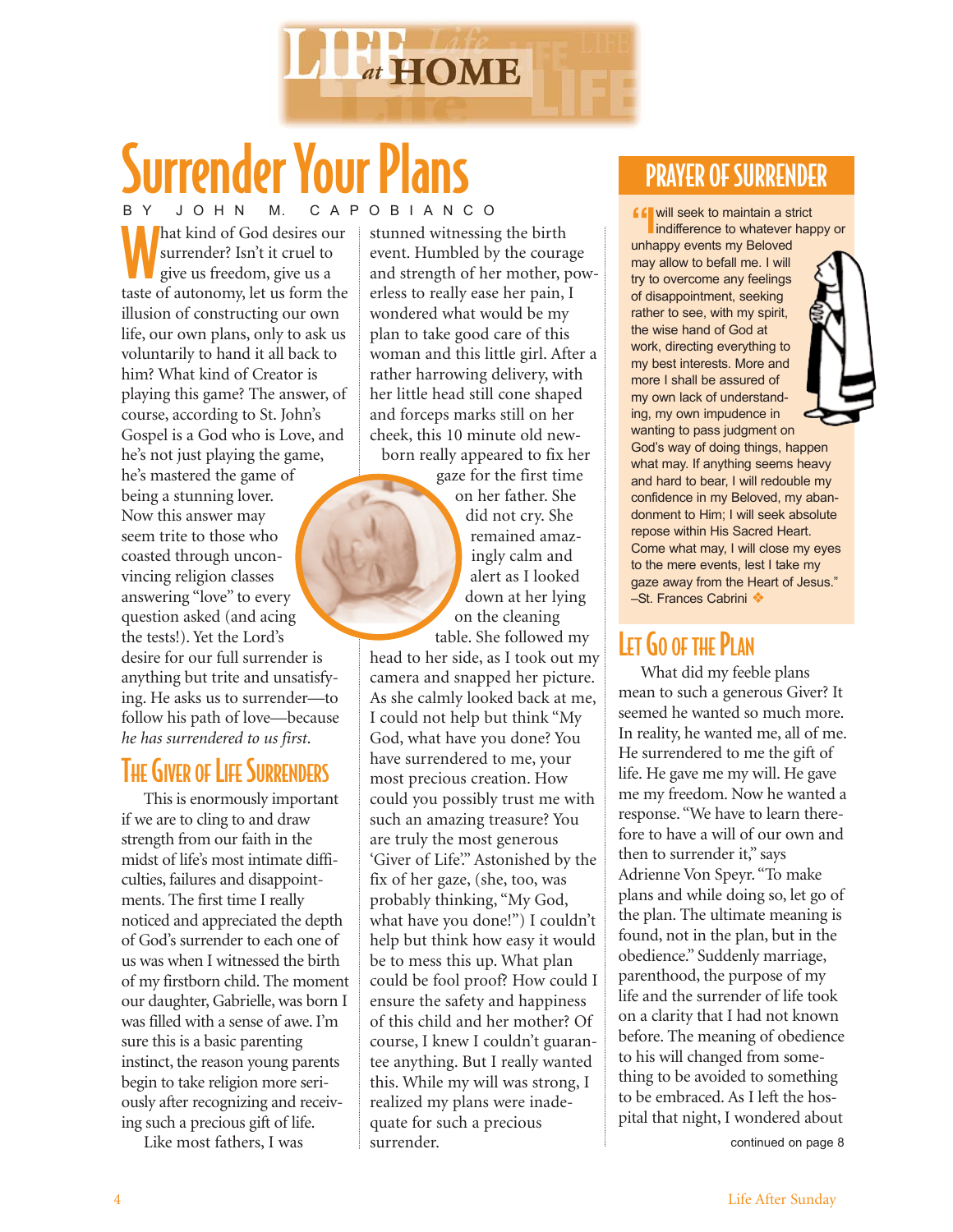# Surrender Your Plans

BY JOHN M. CAPOBIANCO

What kind of God desires our surrender? Isn't it cruel to give us freedom, give us a taste of autonomy, let us form the illusion of constructing our own life, our own plans, only to ask us voluntarily to hand it all back to him? What kind of Creator is playing this game? The answer, of course, according to St. John's Gospel is a God who is Love, and he's not just playing the game, he's mastered the game of being a stunning lover. Now this answer may seem trite to those who coasted through unconvincing religion classes answering "love" to every question asked (and acing the tests!). Yet the Lord's desire for our full surrender is anything but trite and unsatisfying. He asks us to surrender—to follow his path of love—because *he has surrendered to us first*.

## The Giver of Life Surrenders

This is enormously important if we are to cling to and draw strength from our faith in the midst of life's most intimate difficulties, failures and disappointments. The first time I really noticed and appreciated the depth of God's surrender to each one of us was when I witnessed the birth of my firstborn child. The moment our daughter, Gabrielle, was born I was filled with a sense of awe. I'm sure this is a basic parenting instinct, the reason young parents begin to take religion more seriously after recognizing and receiving such a precious gift of life.

Like most fathers, I was stunned witnessing the birth event. Humbled by the courage and strength of her mother, powerless to really ease her pain, I wondered what would be my plan to take good care of this woman and this little girl. After a rather harrowing delivery, with her little head still cone shaped and forceps marks still on her cheek, this 10 minute old newborn really appeared to fix her gaze for the first time on her father. She did not cry. She remained amazingly calm and alert as I looked down at her lying on the cleaning table. She followed my head to her side, as I took out my camera and snapped her picture. As she calmly looked back at me, I could not help but think "My God, what have you done? You have surrendered to me, your most precious creation. How could you possibly trust me with such an amazing treasure? You are truly the most generous 'Giver of Life'." Astonished by the fix of her gaze, (she, too, was probably thinking, "My God, what have you done!") I couldn't help but think how easy it would be to mess this up. What plan could be fool proof? How could I ensure the safety and happiness of this child and her mother? Of course, I knew I couldn't guarantee anything. But I really wanted this. While my will was strong, I realized my plans were inadequate for such a precious surrender.

## Let Go of the Plan

What did my feeble plans mean to such a generous Giver? It seemed he wanted so much more. In reality, he wanted me, all of me. He surrendered to me the gift of life. He gave me my will. He gave me my freedom. Now he wanted a response. "We have to learn therefore to have a will of our own and then to surrender it," says Adrienne Von Speyr. "To make plans and while doing so, let go of the plan. The ultimate meaning is found, not in the plan, but in the obedience." Suddenly marriage, parenthood, the purpose of my life and the surrender of life took on a clarity that I had not known before. The meaning of obedience to his will changed from something to be avoided to something to be embraced. As I left the hospital that night, I wondered about

continued on page 8

## Prayer of Surrender

"I will seek to maintain a strict indifference to whatever happy or unhappy events my Beloved may allow to befall me. I will try to overcome any feelings of disappointment, seeking rather to see, with my spirit, the wise hand of God at work, directing everything to my best interests. More and more I shall be assured of my own lack of understanding, my own impudence in wanting to pass judgment on God's way of doing things, happen what may. If anything seems heavy and hard to bear, I will redouble my confidence in my Beloved, my abandonment to Him; I will seek absolute repose within His Sacred Heart. Come what may, I will close my eyes to the mere events, lest I take my gaze away from the Heart of Jesus."
–St. Frances Cabrini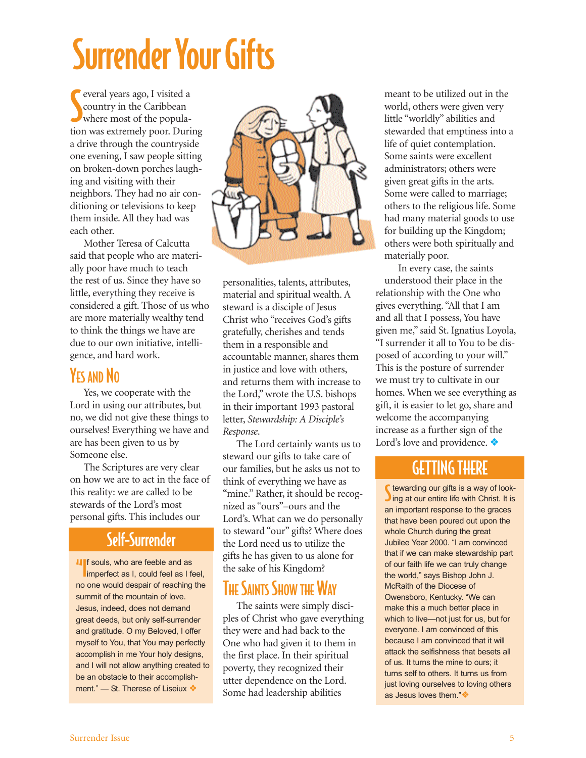# Surrender Your Gifts

Several years ago, I visited a country in the Caribbean where most of the population was extremely poor. During a drive through the countryside one evening, I saw people sitting on broken-down porches laughing and visiting with their neighbors. They had no air conditioning or televisions to keep them inside. All they had was each other.

Mother Teresa of Calcutta said that people who are materially poor have much to teach the rest of us. Since they have so little, everything they receive is considered a gift. Those of us who are more materially wealthy tend to think the things we have are due to our own initiative, intelligence, and hard work.

## Yes and No

Yes, we cooperate with the Lord in using our attributes, but no, we did not give these things to ourselves! Everything we have and are has been given to us by Someone else.

The Scriptures are very clear on how we are to act in the face of this reality: we are called to be stewards of the Lord's most personal gifts. This includes our personalities, talents, attributes, material and spiritual wealth. A steward is a disciple of Jesus Christ who "receives God's gifts gratefully, cherishes and tends them in a responsible and accountable manner, shares them in justice and love with others, and returns them with increase to the Lord," wrote the U.S. bishops in their important 1993 pastoral letter, *Stewardship: A Disciple's Response*.

The Lord certainly wants us to steward our gifts to take care of our families, but he asks us not to think of everything we have as "mine." Rather, it should be recognized as "ours"–ours and the Lord's. What can we do personally to steward "our" gifts? Where does the Lord need us to utilize the gifts he has given to us alone for the sake of his Kingdom?

## The Saints Show the Way

The saints were simply disciples of Christ who gave everything they were and had back to the One who had given it to them in the first place. In their spiritual poverty, they recognized their utter dependence on the Lord. Some had leadership abilities meant to be utilized out in the world, others were given very little "worldly" abilities and stewarded that emptiness into a life of quiet contemplation. Some saints were excellent administrators; others were given great gifts in the arts. Some were called to marriage; others to the religious life. Some had many material goods to use for building up the Kingdom; others were both spiritually and materially poor.

In every case, the saints understood their place in the relationship with the One who gives everything. "All that I am and all that I possess, You have given me," said St. Ignatius Loyola, "I surrender it all to You to be disposed of according to your will." This is the posture of surrender we must try to cultivate in our homes. When we see everything as gift, it is easier to let go, share and welcome the accompanying increase as a further sign of the Lord's love and providence. ❖

## Self-Surrender

"If souls, who are feeble and as imperfect as I, could feel as I feel, no one would despair of reaching the summit of the mountain of love. Jesus, indeed, does not demand great deeds, but only self-surrender and gratitude. O my Beloved, I offer myself to You, that You may perfectly accomplish in me Your holy designs, and I will not allow anything created to be an obstacle to their accomplishment." — St. Therese of Liseiux ❖

## Getting There

Stewarding our gifts is a way of looking at our entire life with Christ. It is an important response to the graces that have been poured out upon the whole Church during the great Jubilee Year 2000. "I am convinced that if we can make stewardship part of our faith life we can truly change the world," says Bishop John J. McRaith of the Diocese of Owensboro, Kentucky. "We can make this a much better place in which to live—not just for us, but for everyone. I am convinced of this because I am convinced that it will attack the selfishness that besets all of us. It turns the mine to ours; it turns self to others. It turns us from just loving ourselves to loving others as Jesus loves them."❖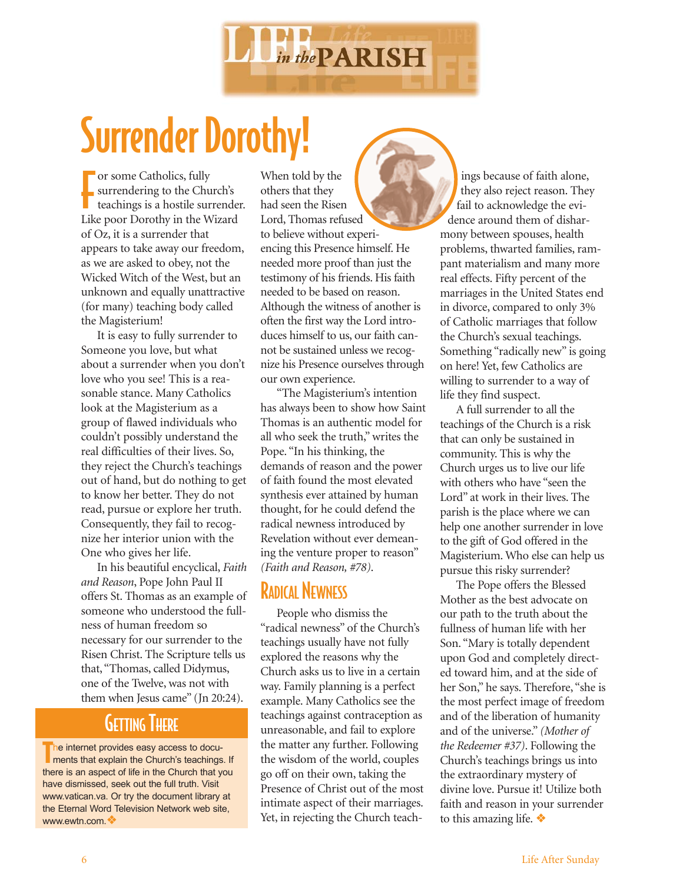# Surrender Dorothy!

For some Catholics, fully surrendering to the Church's teachings is a hostile surrender. Like poor Dorothy in the Wizard of Oz, it is a surrender that appears to take away our freedom, as we are asked to obey, not the Wicked Witch of the West, but an unknown and equally unattractive (for many) teaching body called the Magisterium!

It is easy to fully surrender to Someone you love, but what about a surrender when you don't love who you see! This is a reasonable stance. Many Catholics look at the Magisterium as a group of flawed individuals who couldn't possibly understand the real difficulties of their lives. So, they reject the Church's teachings out of hand, but do nothing to get to know her better. They do not read, pursue or explore her truth. Consequently, they fail to recognize her interior union with the One who gives her life.

In his beautiful encyclical, *Faith and Reason*, Pope John Paul II offers St. Thomas as an example of someone who understood the fullness of human freedom so necessary for our surrender to the Risen Christ. The Scripture tells us that, "Thomas, called Didymus, one of the Twelve, was not with them when Jesus came" (Jn 20:24). When told by the others that they had seen the Risen Lord, Thomas refused to believe without experiencing this Presence himself. He needed more proof than just the testimony of his friends. His faith needed to be based on reason. Although the witness of another is often the first way the Lord introduces himself to us, our faith cannot be sustained unless we recognize his Presence ourselves through our own experience.

"The Magisterium's intention has always been to show how Saint Thomas is an authentic model for all who seek the truth," writes the Pope. "In his thinking, the demands of reason and the power of faith found the most elevated synthesis ever attained by human thought, for he could defend the radical newness introduced by Revelation without ever demeaning the venture proper to reason" *(Faith and Reason, #78)*.

## Radical Newness

People who dismiss the "radical newness" of the Church's teachings usually have not fully explored the reasons why the Church asks us to live in a certain way. Family planning is a perfect example. Many Catholics see the teachings against contraception as unreasonable, and fail to explore the matter any further. Following the wisdom of the world, couples go off on their own, taking the Presence of Christ out of the most intimate aspect of their marriages. Yet, in rejecting the Church teachings because of faith alone, they also reject reason. They fail to acknowledge the evidence around them of disharmony between spouses, health problems, thwarted families, rampant materialism and many more real effects. Fifty percent of the marriages in the United States end in divorce, compared to only 3% of Catholic marriages that follow the Church's sexual teachings. Something "radically new" is going on here! Yet, few Catholics are willing to surrender to a way of life they find suspect.

A full surrender to all the teachings of the Church is a risk that can only be sustained in community. This is why the Church urges us to live our life with others who have "seen the Lord" at work in their lives. The parish is the place where we can help one another surrender in love to the gift of God offered in the Magisterium. Who else can help us pursue this risky surrender?

The Pope offers the Blessed Mother as the best advocate on our path to the truth about the fullness of human life with her Son. "Mary is totally dependent upon God and completely directed toward him, and at the side of her Son," he says. Therefore, "she is the most perfect image of freedom and of the liberation of humanity and of the universe." *(Mother of the Redeemer #37)*. Following the Church's teachings brings us into the extraordinary mystery of divine love. Pursue it! Utilize both faith and reason in your surrender to this amazing life. ❖

## Getting There

The internet provides easy access to documents that explain the Church's teachings. If there is an aspect of life in the Church that you have dismissed, seek out the full truth. Visit www.vatican.va. Or try the document library at the Eternal Word Television Network web site, www.ewtn.com. ❖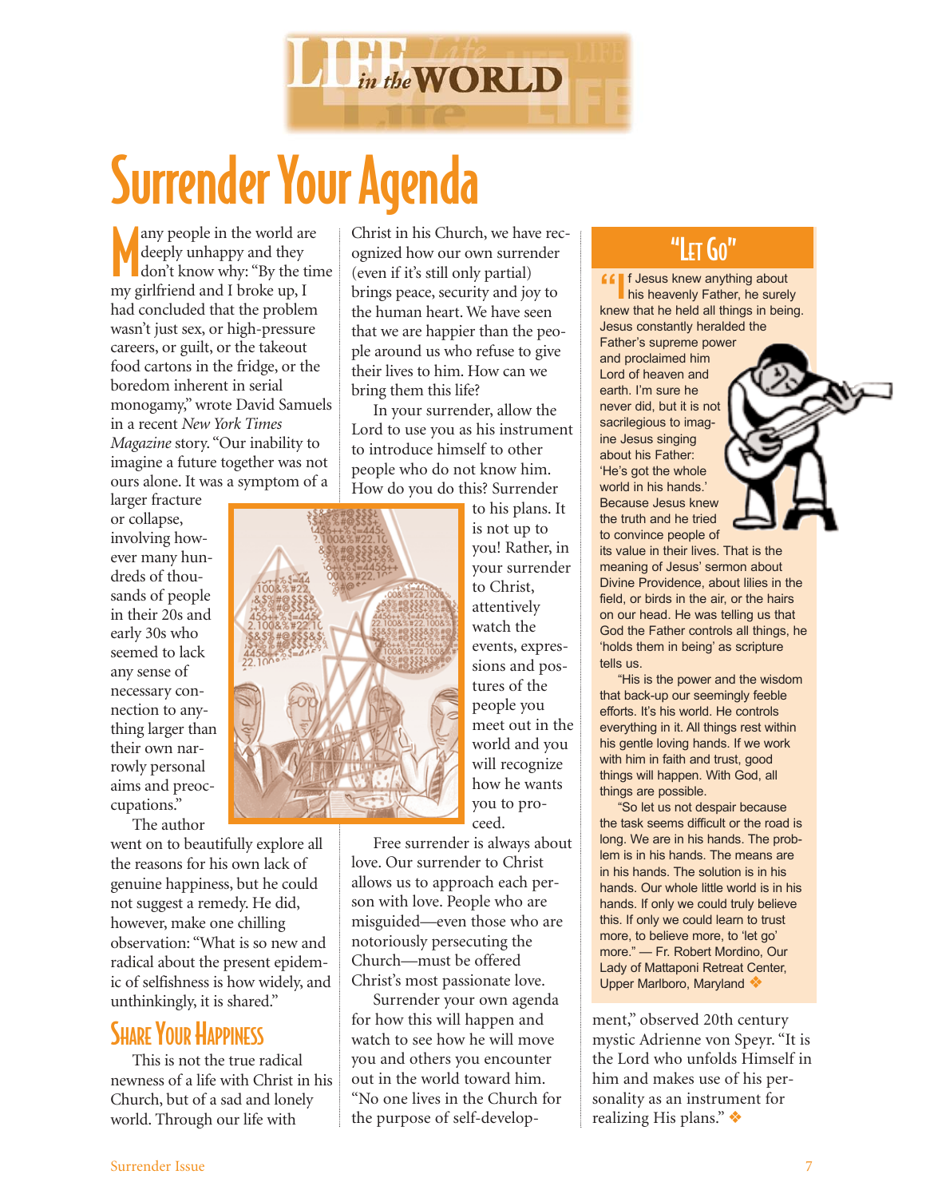# Surrender Your Agenda

Many people in the world are deeply unhappy and they don't know why: "By the time my girlfriend and I broke up, I had concluded that the problem wasn't just sex, or high-pressure careers, or guilt, or the takeout food cartons in the fridge, or the boredom inherent in serial monogamy," wrote David Samuels in a recent *New York Times Magazine* story. "Our inability to imagine a future together was not ours alone. It was a symptom of a larger fracture or collapse, involving however many hundreds of thousands of people in their 20s and early 30s who seemed to lack any sense of necessary connection to anything larger than their own narrowly personal aims and preoccupations."

The author went on to beautifully explore all the reasons for his own lack of genuine happiness, but he could not suggest a remedy. He did, however, make one chilling observation: "What is so new and radical about the present epidemic of selfishness is how widely, and unthinkingly, it is shared."

## Share Your Happiness

This is not the true radical newness of a life with Christ in his Church, but of a sad and lonely world. Through our life with Christ in his Church, we have recognized how our own surrender (even if it's still only partial) brings peace, security and joy to the human heart. We have seen that we are happier than the people around us who refuse to give their lives to him. How can we bring them this life?

In your surrender, allow the Lord to use you as his instrument to introduce himself to other people who do not know him. How do you do this? Surrender to his plans. It is not up to you! Rather, in your surrender to Christ, attentively watch the events, expressions and postures of the people you meet out in the world and you will recognize how he wants you to proceed.

Free surrender is always about love. Our surrender to Christ allows us to approach each person with love. People who are misguided—even those who are notoriously persecuting the Church—must be offered Christ's most passionate love.

Surrender your own agenda for how this will happen and watch to see how he will move you and others you encounter out in the world toward him. "No one lives in the Church for the purpose of self-development," observed 20th century mystic Adrienne von Speyr. "It is the Lord who unfolds Himself in him and makes use of his personality as an instrument for realizing His plans." ❖

---

## "Let Go"

"If Jesus knew anything about his heavenly Father, he surely knew that he held all things in being. Jesus constantly heralded the Father's supreme power and proclaimed him Lord of heaven and earth. I'm sure he never did, but it is not sacrilegious to imagine Jesus singing about his Father: 'He's got the whole world in his hands.' Because Jesus knew the truth and he tried to convince people of its value in their lives. That is the meaning of Jesus' sermon about Divine Providence, about lilies in the field, or birds in the air, or the hairs on our head. He was telling us that God the Father controls all things, he 'holds them in being' as scripture tells us.

"His is the power and the wisdom that back-up our seemingly feeble efforts. It's his world. He controls everything in it. All things rest within his gentle loving hands. If we work with him in faith and trust, good things will happen. With God, all things are possible.

"So let us not despair because the task seems difficult or the road is long. We are in his hands. The problem is in his hands. The means are in his hands. The solution is in his hands. Our whole little world is in his hands. If only we could truly believe this. If only we could learn to trust more, to believe more, to 'let go' more." — Fr. Robert Mordino, Our Lady of Mattaponi Retreat Center, Upper Marlboro, Maryland ❖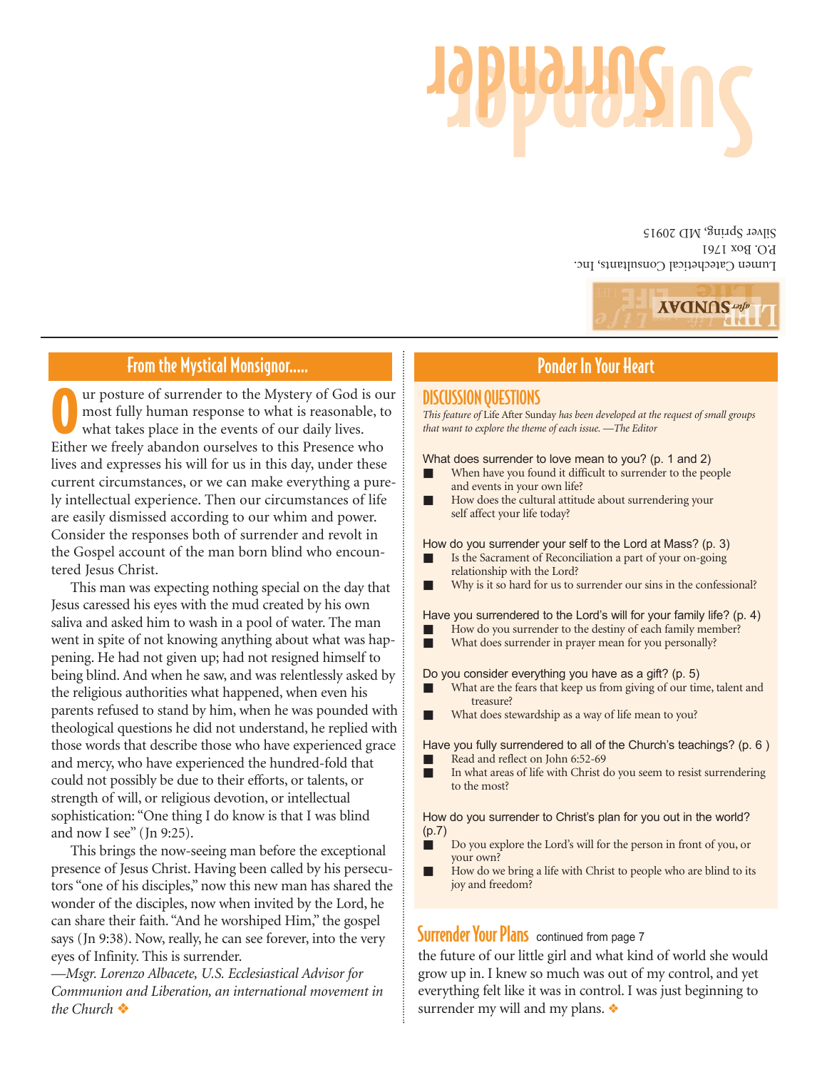Surrender

Lumen Catechetical Consultants, Inc.
P.O. Box 1761
Silver Spring, MD 20915

## From the Mystical Monsignor.....

Our posture of surrender to the Mystery of God is our most fully human response to what is reasonable, to what takes place in the events of our daily lives. Either we freely abandon ourselves to this Presence who lives and expresses his will for us in this day, under these current circumstances, or we can make everything a purely intellectual experience. Then our circumstances of life are easily dismissed according to our whim and power. Consider the responses both of surrender and revolt in the Gospel account of the man born blind who encountered Jesus Christ.

This man was expecting nothing special on the day that Jesus caressed his eyes with the mud created by his own saliva and asked him to wash in a pool of water. The man went in spite of not knowing anything about what was happening. He had not given up; had not resigned himself to being blind. And when he saw, and was relentlessly asked by the religious authorities what happened, when even his parents refused to stand by him, when he was pounded with theological questions he did not understand, he replied with those words that describe those who have experienced grace and mercy, who have experienced the hundred-fold that could not possibly be due to their efforts, or talents, or strength of will, or religious devotion, or intellectual sophistication: "One thing I do know is that I was blind and now I see" (Jn 9:25).

This brings the now-seeing man before the exceptional presence of Jesus Christ. Having been called by his persecutors "one of his disciples," now this new man has shared the wonder of the disciples, now when invited by the Lord, he can share their faith. "And he worshiped Him," the gospel says (Jn 9:38). Now, really, he can see forever, into the very eyes of Infinity. This is surrender.

*—Msgr. Lorenzo Albacete, U.S. Ecclesiastical Advisor for Communion and Liberation, an international movement in the Church* ❖

## Ponder In Your Heart

### DISCUSSION QUESTIONS

*This feature of* Life After Sunday *has been developed at the request of small groups that want to explore the theme of each issue. —The Editor*

What does surrender to love mean to you? (p. 1 and 2)

- When have you found it difficult to surrender to the people and events in your own life?
- How does the cultural attitude about surrendering your self affect your life today?

How do you surrender your self to the Lord at Mass? (p. 3)

- Is the Sacrament of Reconciliation a part of your on-going relationship with the Lord?
- Why is it so hard for us to surrender our sins in the confessional?

Have you surrendered to the Lord's will for your family life? (p. 4)

- How do you surrender to the destiny of each family member?
- What does surrender in prayer mean for you personally?

Do you consider everything you have as a gift? (p. 5)

- What are the fears that keep us from giving of our time, talent and treasure?
- What does stewardship as a way of life mean to you?

Have you fully surrendered to all of the Church's teachings? (p. 6 )

- Read and reflect on John 6:52-69
- In what areas of life with Christ do you seem to resist surrendering to the most?

How do you surrender to Christ's plan for you out in the world? (p.7)

- Do you explore the Lord's will for the person in front of you, or your own?
- How do we bring a life with Christ to people who are blind to its joy and freedom?

## Surrender Your Plans continued from page 7

the future of our little girl and what kind of world she would grow up in. I knew so much was out of my control, and yet everything felt like it was in control. I was just beginning to surrender my will and my plans. ❖